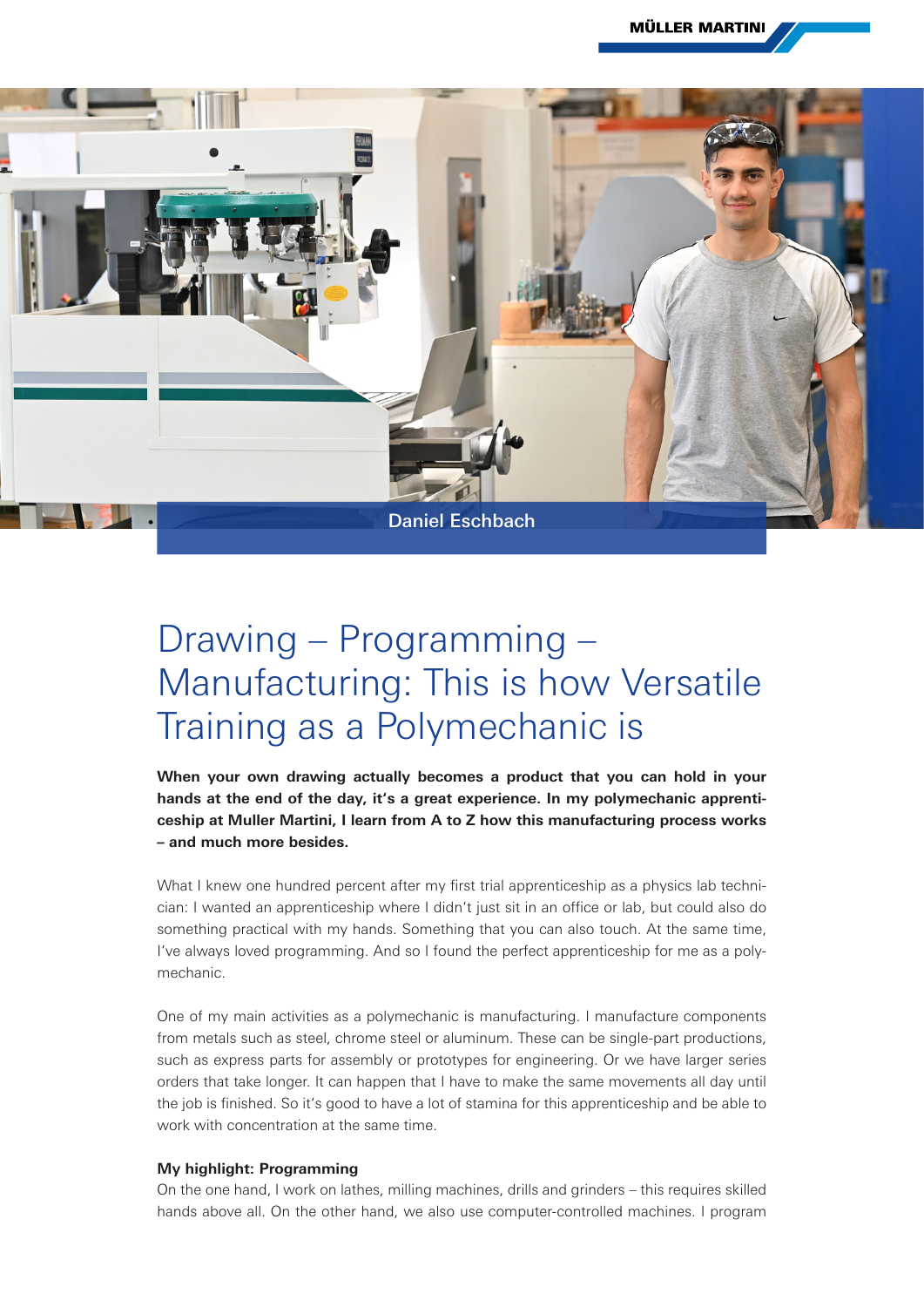Daniel Eschbach

# Drawing – Programming – Manufacturing: This is how Versatile Training as a Polymechanic is

**When your own drawing actually becomes a product that you can hold in your hands at the end of the day, it's a great experience. In my polymechanic apprenticeship at Muller Martini, I learn from A to Z how this manufacturing process works – and much more besides.**

What I knew one hundred percent after my first trial apprenticeship as a physics lab technician: I wanted an apprenticeship where I didn't just sit in an office or lab, but could also do something practical with my hands. Something that you can also touch. At the same time, I've always loved programming. And so I found the perfect apprenticeship for me as a polymechanic.

One of my main activities as a polymechanic is manufacturing. I manufacture components from metals such as steel, chrome steel or aluminum. These can be single-part productions, such as express parts for assembly or prototypes for engineering. Or we have larger series orders that take longer. It can happen that I have to make the same movements all day until the job is finished. So it's good to have a lot of stamina for this apprenticeship and be able to work with concentration at the same time.

**My highlight: Programming**

On the one hand, I work on lathes, milling machines, drills and grinders – this requires skilled hands above all. On the other hand, we also use computer-controlled machines. I program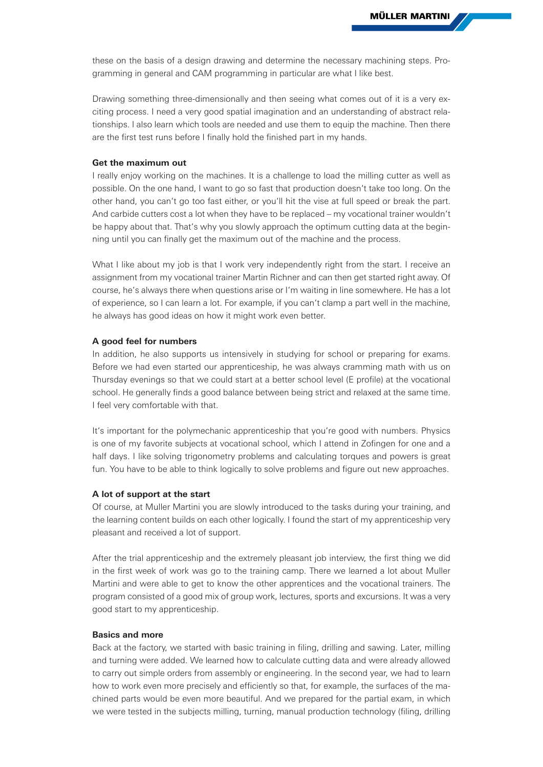these on the basis of a design drawing and determine the necessary machining steps. Programming in general and CAM programming in particular are what I like best.

Drawing something three-dimensionally and then seeing what comes out of it is a very exciting process. I need a very good spatial imagination and an understanding of abstract relationships. I also learn which tools are needed and use them to equip the machine. Then there are the first test runs before I finally hold the finished part in my hands.

**Get the maximum out**

I really enjoy working on the machines. It is a challenge to load the milling cutter as well as possible. On the one hand, I want to go so fast that production doesn't take too long. On the other hand, you can't go too fast either, or you'll hit the vise at full speed or break the part. And carbide cutters cost a lot when they have to be replaced – my vocational trainer wouldn't be happy about that. That's why you slowly approach the optimum cutting data at the beginning until you can finally get the maximum out of the machine and the process.

What I like about my job is that I work very independently right from the start. I receive an assignment from my vocational trainer Martin Richner and can then get started right away. Of course, he's always there when questions arise or I'm waiting in line somewhere. He has a lot of experience, so I can learn a lot. For example, if you can't clamp a part well in the machine, he always has good ideas on how it might work even better.

**A good feel for numbers**

In addition, he also supports us intensively in studying for school or preparing for exams. Before we had even started our apprenticeship, he was always cramming math with us on Thursday evenings so that we could start at a better school level (E profile) at the vocational school. He generally finds a good balance between being strict and relaxed at the same time. I feel very comfortable with that.

It's important for the polymechanic apprenticeship that you're good with numbers. Physics is one of my favorite subjects at vocational school, which I attend in Zofingen for one and a half days. I like solving trigonometry problems and calculating torques and powers is great fun. You have to be able to think logically to solve problems and figure out new approaches.

**A lot of support at the start**

Of course, at Muller Martini you are slowly introduced to the tasks during your training, and the learning content builds on each other logically. I found the start of my apprenticeship very pleasant and received a lot of support.

After the trial apprenticeship and the extremely pleasant job interview, the first thing we did in the first week of work was go to the training camp. There we learned a lot about Muller Martini and were able to get to know the other apprentices and the vocational trainers. The program consisted of a good mix of group work, lectures, sports and excursions. It was a very good start to my apprenticeship.

**Basics and more**

Back at the factory, we started with basic training in filing, drilling and sawing. Later, milling and turning were added. We learned how to calculate cutting data and were already allowed to carry out simple orders from assembly or engineering. In the second year, we had to learn how to work even more precisely and efficiently so that, for example, the surfaces of the machined parts would be even more beautiful. And we prepared for the partial exam, in which we were tested in the subjects milling, turning, manual production technology (filing, drilling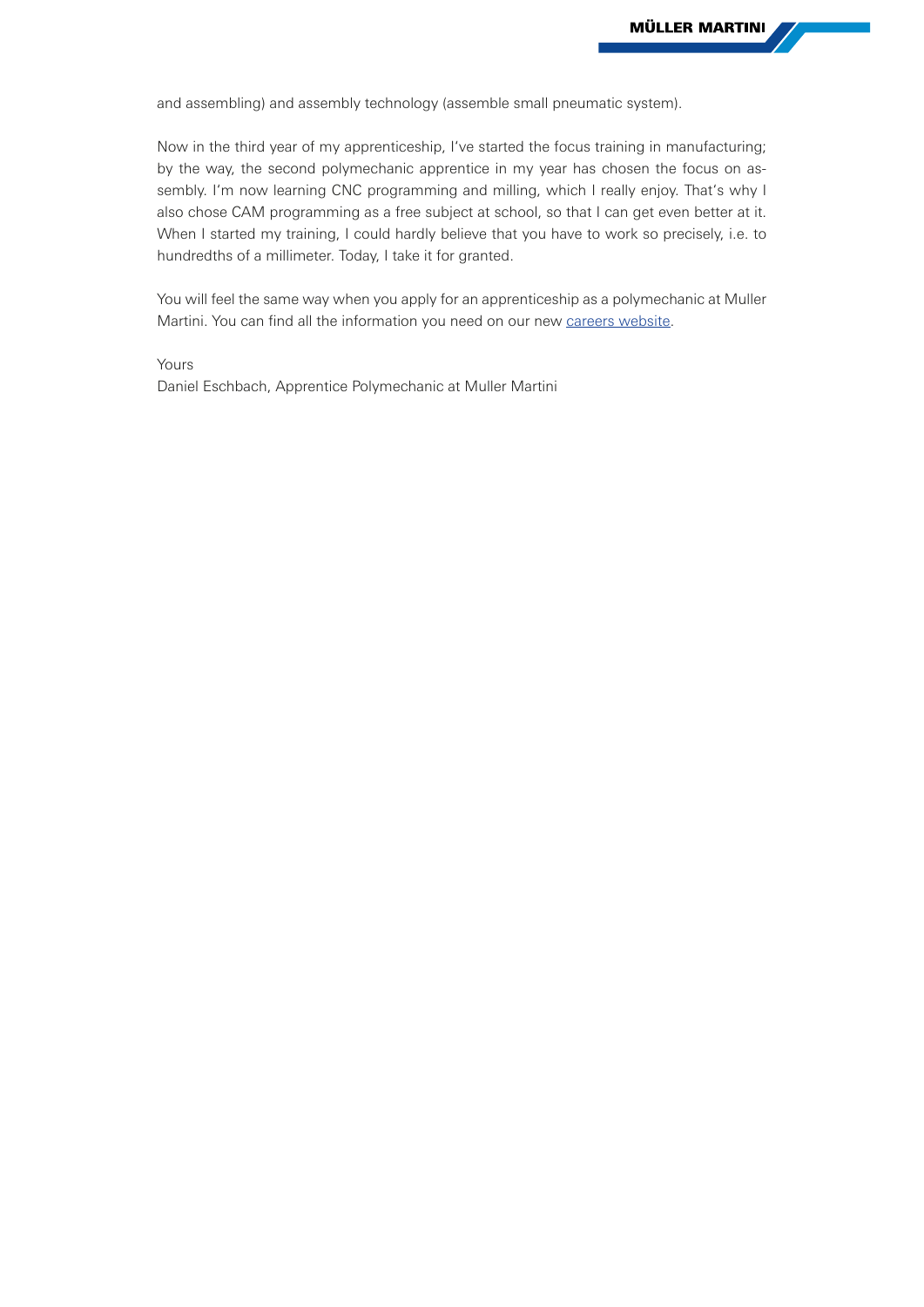and assembling) and assembly technology (assemble small pneumatic system).

Now in the third year of my apprenticeship, I've started the focus training in manufacturing; by the way, the second polymechanic apprentice in my year has chosen the focus on assembly. I'm now learning CNC programming and milling, which I really enjoy. That's why I also chose CAM programming as a free subject at school, so that I can get even better at it. When I started my training, I could hardly believe that you have to work so precisely, i.e. to hundredths of a millimeter. Today, I take it for granted.

You will feel the same way when you apply for an apprenticeship as a polymechanic at Muller Martini. You can find all the information you need on our new careers website.

Yours
Daniel Eschbach, Apprentice Polymechanic at Muller Martini